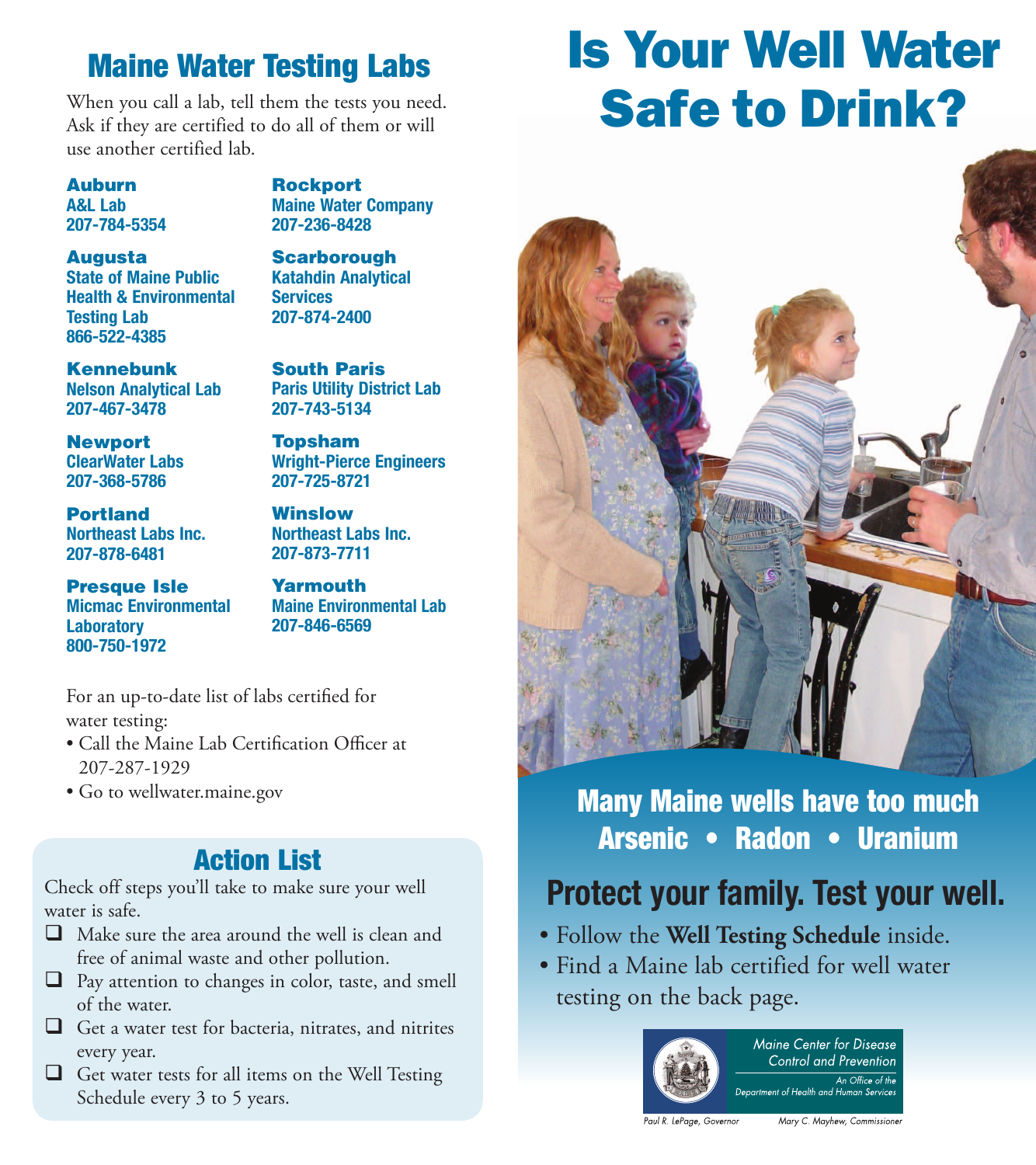## Maine Water Testing Labs

When you call a lab, tell them the tests you need. Ask if they are certified to do all of them or will use another certified lab.

**Auburn**
**A&L Lab**
**207-784-5354**

**Augusta**
**State of Maine Public Health & Environmental Testing Lab**
**866-522-4385**

**Kennebunk**
**Nelson Analytical Lab**
**207-467-3478**

**Newport**
**ClearWater Labs**
**207-368-5786**

**Portland**
**Northeast Labs Inc.**
**207-878-6481**

**Presque Isle**
**Micmac Environmental Laboratory**
**800-750-1972**

**Rockport**
**Maine Water Company**
**207-236-8428**

**Scarborough**
**Katahdin Analytical Services**
**207-874-2400**

**South Paris**
**Paris Utility District Lab**
**207-743-5134**

**Topsham**
**Wright-Pierce Engineers**
**207-725-8721**

**Winslow**
**Northeast Labs Inc.**
**207-873-7711**

**Yarmouth**
**Maine Environmental Lab**
**207-846-6569**

For an up-to-date list of labs certified for water testing:

- Call the Maine Lab Certification Officer at 207-287-1929
- Go to wellwater.maine.gov

## Action List

Check off steps you'll take to make sure your well water is safe.

- ❑ Make sure the area around the well is clean and free of animal waste and other pollution.
- ❑ Pay attention to changes in color, taste, and smell of the water.
- ❑ Get a water test for bacteria, nitrates, and nitrites every year.
- ❑ Get water tests for all items on the Well Testing Schedule every 3 to 5 years.

# Is Your Well Water Safe to Drink?

**Many Maine wells have too much**
**Arsenic • Radon • Uranium**

## Protect your family. Test your well.

- Follow the **Well Testing Schedule** inside.
- Find a Maine lab certified for well water testing on the back page.

Maine Center for Disease Control and Prevention
*An Office of the Department of Health and Human Services*

*Paul R. LePage, Governor* *Mary C. Mayhew, Commissioner*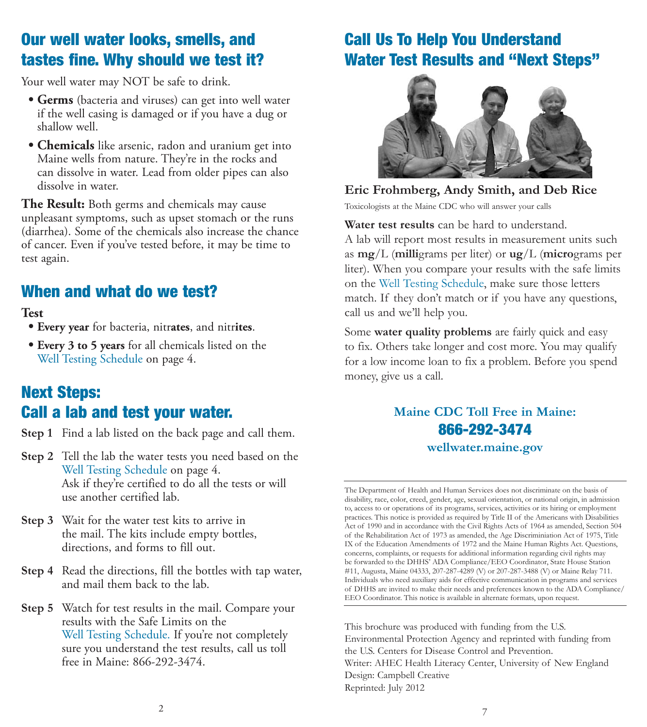## Our well water looks, smells, and tastes fine. Why should we test it?

Your well water may NOT be safe to drink.

- **Germs** (bacteria and viruses) can get into well water if the well casing is damaged or if you have a dug or shallow well.
- **Chemicals** like arsenic, radon and uranium get into Maine wells from nature. They're in the rocks and can dissolve in water. Lead from older pipes can also dissolve in water.

**The Result:** Both germs and chemicals may cause unpleasant symptoms, such as upset stomach or the runs (diarrhea). Some of the chemicals also increase the chance of cancer. Even if you've tested before, it may be time to test again.

## When and what do we test?

**Test**

- **Every year** for bacteria, nitr**ates**, and nitr**ites**.
- **Every 3 to 5 years** for all chemicals listed on the Well Testing Schedule on page 4.

## Next Steps: Call a lab and test your water.

**Step 1** Find a lab listed on the back page and call them.

**Step 2** Tell the lab the water tests you need based on the Well Testing Schedule on page 4. Ask if they're certified to do all the tests or will use another certified lab.

**Step 3** Wait for the water test kits to arrive in the mail. The kits include empty bottles, directions, and forms to fill out.

**Step 4** Read the directions, fill the bottles with tap water, and mail them back to the lab.

**Step 5** Watch for test results in the mail. Compare your results with the Safe Limits on the Well Testing Schedule. If you're not completely sure you understand the test results, call us toll free in Maine: 866-292-3474.

## Call Us To Help You Understand Water Test Results and "Next Steps"

**Eric Frohmberg, Andy Smith, and Deb Rice**

Toxicologists at the Maine CDC who will answer your calls

**Water test results** can be hard to understand. A lab will report most results in measurement units such as **mg**/L (**milli**grams per liter) or **ug**/L (**micro**grams per liter). When you compare your results with the safe limits on the Well Testing Schedule, make sure those letters match. If they don't match or if you have any questions, call us and we'll help you.

Some **water quality problems** are fairly quick and easy to fix. Others take longer and cost more. You may qualify for a low income loan to fix a problem. Before you spend money, give us a call.

**Maine CDC Toll Free in Maine:**
**866-292-3474**
**wellwater.maine.gov**

The Department of Health and Human Services does not discriminate on the basis of disability, race, color, creed, gender, age, sexual orientation, or national origin, in admission to, access to or operations of its programs, services, activities or its hiring or employment practices. This notice is provided as required by Title II of the Americans with Disabilities Act of 1990 and in accordance with the Civil Rights Acts of 1964 as amended, Section 504 of the Rehabilitation Act of 1973 as amended, the Age Discriminiation Act of 1975, Title IX of the Education Amendments of 1972 and the Maine Human Rights Act. Questions, concerns, complaints, or requests for additional information regarding civil rights may be forwarded to the DHHS' ADA Compliance/EEO Coordinator, State House Station #11, Augusta, Maine 04333, 207-287-4289 (V) or 207-287-3488 (V) or Maine Relay 711. Individuals who need auxiliary aids for effective communication in programs and services of DHHS are invited to make their needs and preferences known to the ADA Compliance/EEO Coordinator. This notice is available in alternate formats, upon request.

This brochure was produced with funding from the U.S. Environmental Protection Agency and reprinted with funding from the U.S. Centers for Disease Control and Prevention.
Writer: AHEC Health Literacy Center, University of New England
Design: Campbell Creative
Reprinted: July 2012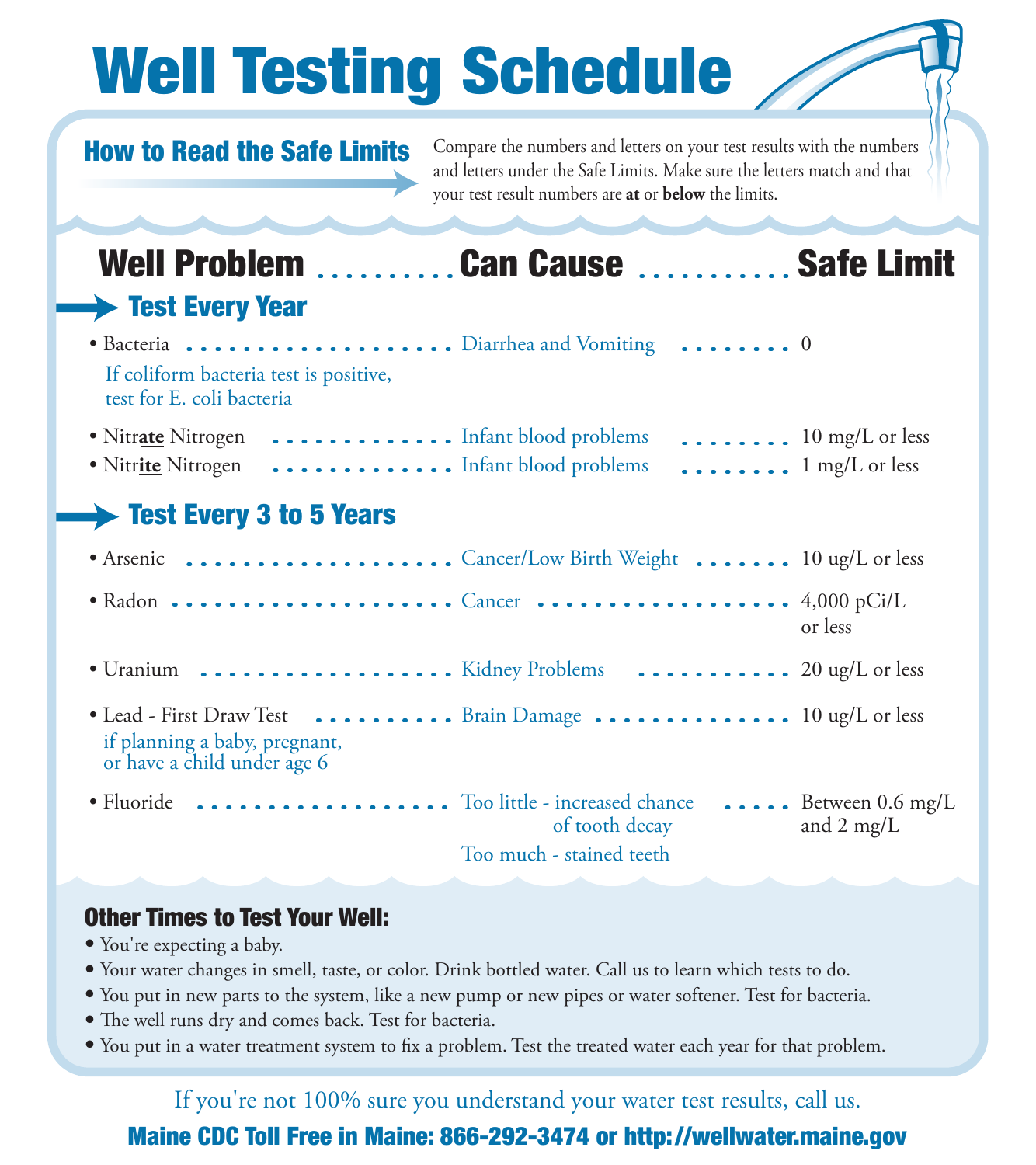# Well Testing Schedule

## How to Read the Safe Limits

Compare the numbers and letters on your test results with the numbers and letters under the Safe Limits. Make sure the letters match and that your test result numbers are **at** or **below** the limits.

| Well Problem | Can Cause | Safe Limit |
|---|---|---|
| **Test Every Year** | | |
| • Bacteria<br>If coliform bacteria test is positive, test for E. coli bacteria | Diarrhea and Vomiting | 0 |
| • Nitr**ate** Nitrogen | Infant blood problems | 10 mg/L or less |
| • Nitr**ite** Nitrogen | Infant blood problems | 1 mg/L or less |
| **Test Every 3 to 5 Years** | | |
| • Arsenic | Cancer/Low Birth Weight | 10 ug/L or less |
| • Radon | Cancer | 4,000 pCi/L or less |
| • Uranium | Kidney Problems | 20 ug/L or less |
| • Lead - First Draw Test<br>if planning a baby, pregnant, or have a child under age 6 | Brain Damage | 10 ug/L or less |
| • Fluoride | Too little - increased chance of tooth decay<br>Too much - stained teeth | Between 0.6 mg/L and 2 mg/L |

### Other Times to Test Your Well:

- You're expecting a baby.
- Your water changes in smell, taste, or color. Drink bottled water. Call us to learn which tests to do.
- You put in new parts to the system, like a new pump or new pipes or water softener. Test for bacteria.
- The well runs dry and comes back. Test for bacteria.
- You put in a water treatment system to fix a problem. Test the treated water each year for that problem.

If you're not 100% sure you understand your water test results, call us.

**Maine CDC Toll Free in Maine: 866-292-3474 or http://wellwater.maine.gov**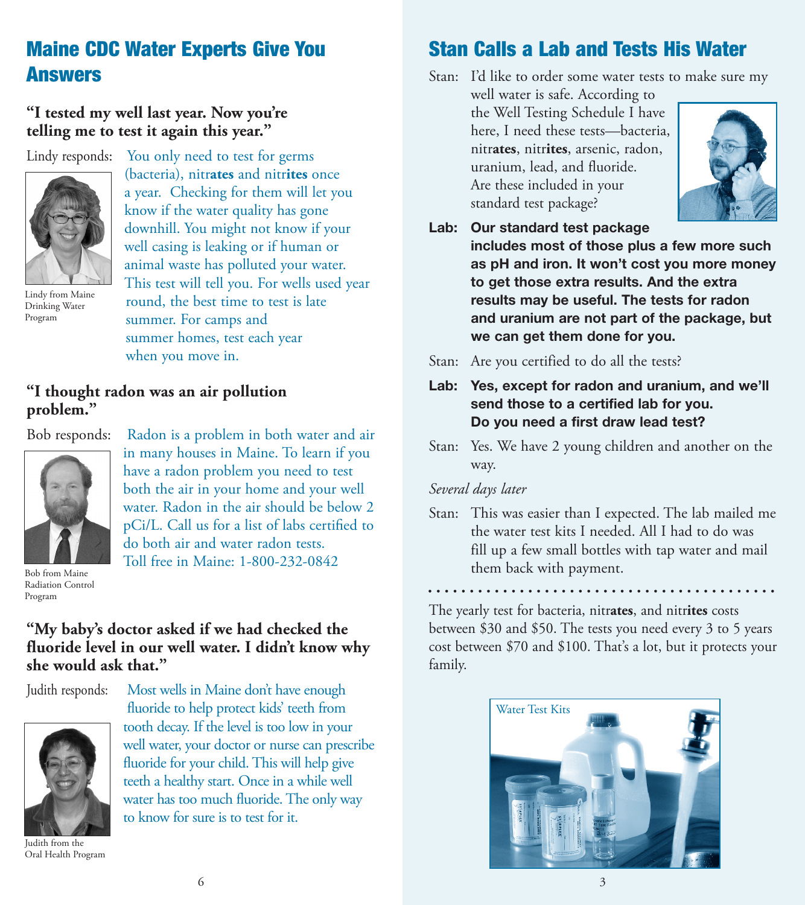## Maine CDC Water Experts Give You Answers

**"I tested my well last year. Now you're telling me to test it again this year."**

Lindy responds: You only need to test for germs (bacteria), nitr**ates** and nitr**ites** once a year. Checking for them will let you know if the water quality has gone downhill. You might not know if your well casing is leaking or if human or animal waste has polluted your water. This test will tell you. For wells used year round, the best time to test is late summer. For camps and summer homes, test each year when you move in.

Lindy from Maine Drinking Water Program

**"I thought radon was an air pollution problem."**

Bob responds: Radon is a problem in both water and air in many houses in Maine. To learn if you have a radon problem you need to test both the air in your home and your well water. Radon in the air should be below 2 pCi/L. Call us for a list of labs certified to do both air and water radon tests. Toll free in Maine: 1-800-232-0842

Bob from Maine Radiation Control Program

**"My baby's doctor asked if we had checked the fluoride level in our well water. I didn't know why she would ask that."**

Judith responds: Most wells in Maine don't have enough fluoride to help protect kids' teeth from tooth decay. If the level is too low in your well water, your doctor or nurse can prescribe fluoride for your child. This will help give teeth a healthy start. Once in a while well water has too much fluoride. The only way to know for sure is to test for it.

Judith from the Oral Health Program

## Stan Calls a Lab and Tests His Water

Stan: I'd like to order some water tests to make sure my well water is safe. According to the Well Testing Schedule I have here, I need these tests—bacteria, nitr**ates**, nitr**ites**, arsenic, radon, uranium, lead, and fluoride. Are these included in your standard test package?

**Lab: Our standard test package includes most of those plus a few more such as pH and iron. It won't cost you more money to get those extra results. And the extra results may be useful. The tests for radon and uranium are not part of the package, but we can get them done for you.**

Stan: Are you certified to do all the tests?

**Lab: Yes, except for radon and uranium, and we'll send those to a certified lab for you. Do you need a first draw lead test?**

Stan: Yes. We have 2 young children and another on the way.

*Several days later*

Stan: This was easier than I expected. The lab mailed me the water test kits I needed. All I had to do was fill up a few small bottles with tap water and mail them back with payment.

The yearly test for bacteria, nitr**ates**, and nitr**ites** costs between $30 and $50. The tests you need every 3 to 5 years cost between $70 and $100. That's a lot, but it protects your family.

Water Test Kits